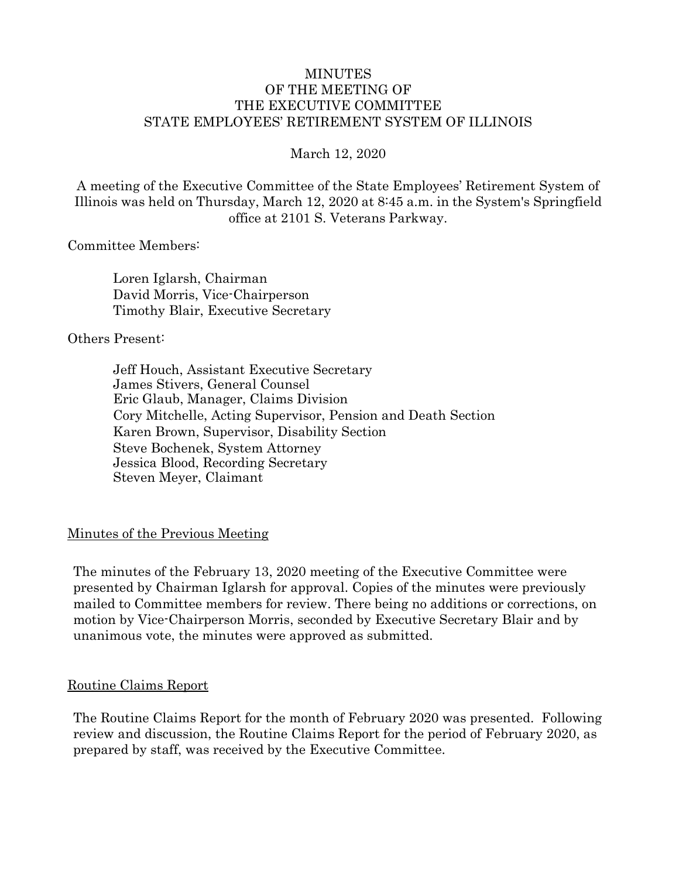# MINUTES
# OF THE MEETING OF
# THE EXECUTIVE COMMITTEE
# STATE EMPLOYEES' RETIREMENT SYSTEM OF ILLINOIS

March 12, 2020

A meeting of the Executive Committee of the State Employees' Retirement System of Illinois was held on Thursday, March 12, 2020 at 8:45 a.m. in the System's Springfield office at 2101 S. Veterans Parkway.

Committee Members:

Loren Iglarsh, Chairman
David Morris, Vice-Chairperson
Timothy Blair, Executive Secretary

Others Present:

Jeff Houch, Assistant Executive Secretary
James Stivers, General Counsel
Eric Glaub, Manager, Claims Division
Cory Mitchelle, Acting Supervisor, Pension and Death Section
Karen Brown, Supervisor, Disability Section
Steve Bochenek, System Attorney
Jessica Blood, Recording Secretary
Steven Meyer, Claimant

## Minutes of the Previous Meeting

The minutes of the February 13, 2020 meeting of the Executive Committee were presented by Chairman Iglarsh for approval. Copies of the minutes were previously mailed to Committee members for review. There being no additions or corrections, on motion by Vice-Chairperson Morris, seconded by Executive Secretary Blair and by unanimous vote, the minutes were approved as submitted.

## Routine Claims Report

The Routine Claims Report for the month of February 2020 was presented. Following review and discussion, the Routine Claims Report for the period of February 2020, as prepared by staff, was received by the Executive Committee.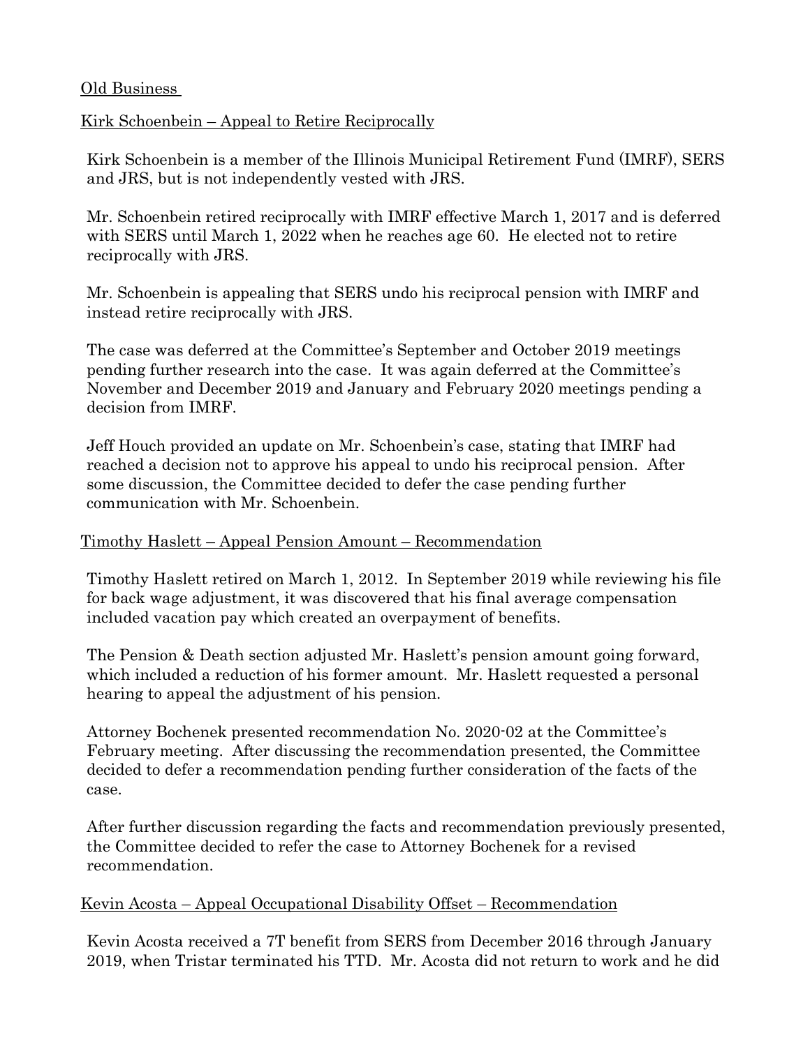## Old Business

### Kirk Schoenbein – Appeal to Retire Reciprocally

Kirk Schoenbein is a member of the Illinois Municipal Retirement Fund (IMRF), SERS and JRS, but is not independently vested with JRS.

Mr. Schoenbein retired reciprocally with IMRF effective March 1, 2017 and is deferred with SERS until March 1, 2022 when he reaches age 60. He elected not to retire reciprocally with JRS.

Mr. Schoenbein is appealing that SERS undo his reciprocal pension with IMRF and instead retire reciprocally with JRS.

The case was deferred at the Committee's September and October 2019 meetings pending further research into the case. It was again deferred at the Committee's November and December 2019 and January and February 2020 meetings pending a decision from IMRF.

Jeff Houch provided an update on Mr. Schoenbein's case, stating that IMRF had reached a decision not to approve his appeal to undo his reciprocal pension. After some discussion, the Committee decided to defer the case pending further communication with Mr. Schoenbein.

### Timothy Haslett – Appeal Pension Amount – Recommendation

Timothy Haslett retired on March 1, 2012. In September 2019 while reviewing his file for back wage adjustment, it was discovered that his final average compensation included vacation pay which created an overpayment of benefits.

The Pension & Death section adjusted Mr. Haslett's pension amount going forward, which included a reduction of his former amount. Mr. Haslett requested a personal hearing to appeal the adjustment of his pension.

Attorney Bochenek presented recommendation No. 2020-02 at the Committee's February meeting. After discussing the recommendation presented, the Committee decided to defer a recommendation pending further consideration of the facts of the case.

After further discussion regarding the facts and recommendation previously presented, the Committee decided to refer the case to Attorney Bochenek for a revised recommendation.

### Kevin Acosta – Appeal Occupational Disability Offset – Recommendation

Kevin Acosta received a 7T benefit from SERS from December 2016 through January 2019, when Tristar terminated his TTD. Mr. Acosta did not return to work and he did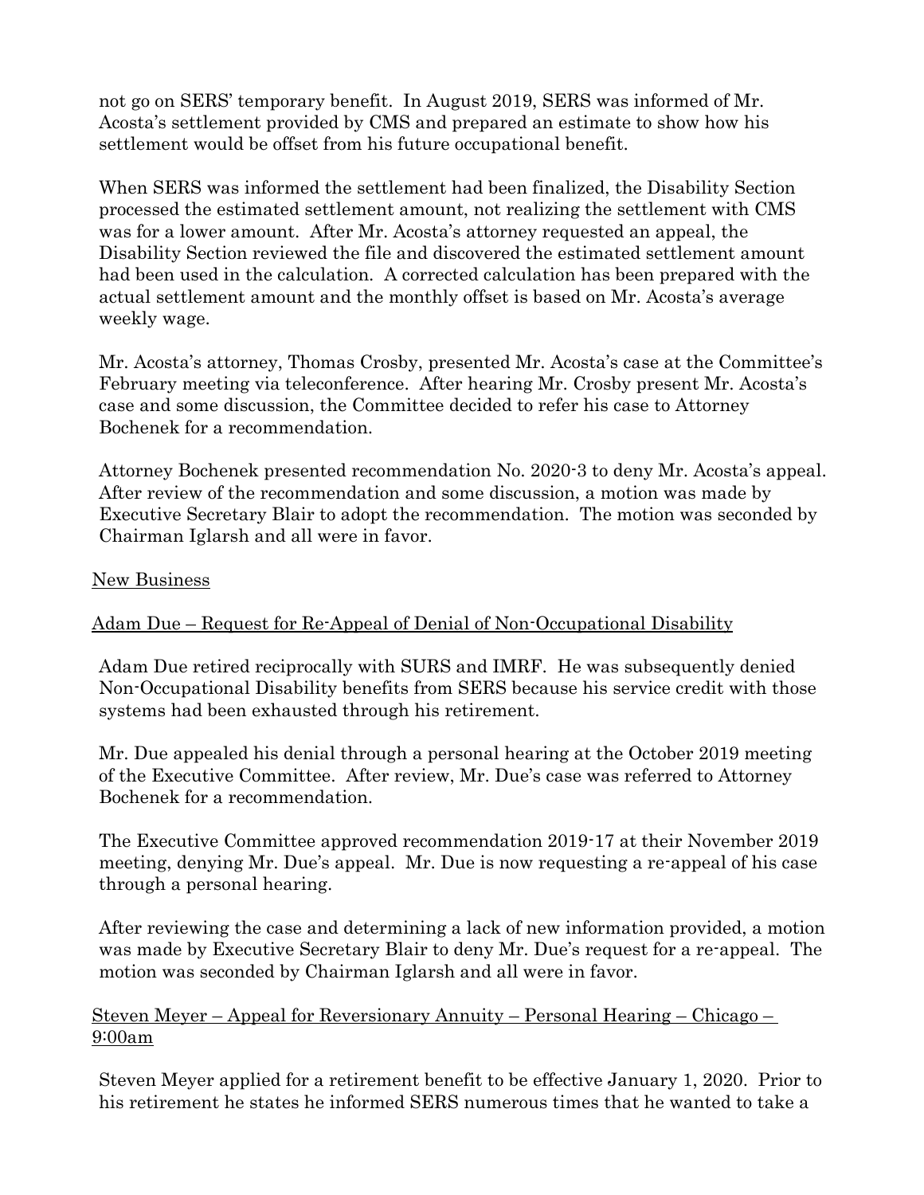not go on SERS' temporary benefit. In August 2019, SERS was informed of Mr. Acosta's settlement provided by CMS and prepared an estimate to show how his settlement would be offset from his future occupational benefit.

When SERS was informed the settlement had been finalized, the Disability Section processed the estimated settlement amount, not realizing the settlement with CMS was for a lower amount. After Mr. Acosta's attorney requested an appeal, the Disability Section reviewed the file and discovered the estimated settlement amount had been used in the calculation. A corrected calculation has been prepared with the actual settlement amount and the monthly offset is based on Mr. Acosta's average weekly wage.

Mr. Acosta's attorney, Thomas Crosby, presented Mr. Acosta's case at the Committee's February meeting via teleconference. After hearing Mr. Crosby present Mr. Acosta's case and some discussion, the Committee decided to refer his case to Attorney Bochenek for a recommendation.

Attorney Bochenek presented recommendation No. 2020-3 to deny Mr. Acosta's appeal. After review of the recommendation and some discussion, a motion was made by Executive Secretary Blair to adopt the recommendation. The motion was seconded by Chairman Iglarsh and all were in favor.

New Business

Adam Due – Request for Re-Appeal of Denial of Non-Occupational Disability

Adam Due retired reciprocally with SURS and IMRF. He was subsequently denied Non-Occupational Disability benefits from SERS because his service credit with those systems had been exhausted through his retirement.

Mr. Due appealed his denial through a personal hearing at the October 2019 meeting of the Executive Committee. After review, Mr. Due's case was referred to Attorney Bochenek for a recommendation.

The Executive Committee approved recommendation 2019-17 at their November 2019 meeting, denying Mr. Due's appeal. Mr. Due is now requesting a re-appeal of his case through a personal hearing.

After reviewing the case and determining a lack of new information provided, a motion was made by Executive Secretary Blair to deny Mr. Due's request for a re-appeal. The motion was seconded by Chairman Iglarsh and all were in favor.

Steven Meyer – Appeal for Reversionary Annuity – Personal Hearing – Chicago – 9:00am

Steven Meyer applied for a retirement benefit to be effective January 1, 2020. Prior to his retirement he states he informed SERS numerous times that he wanted to take a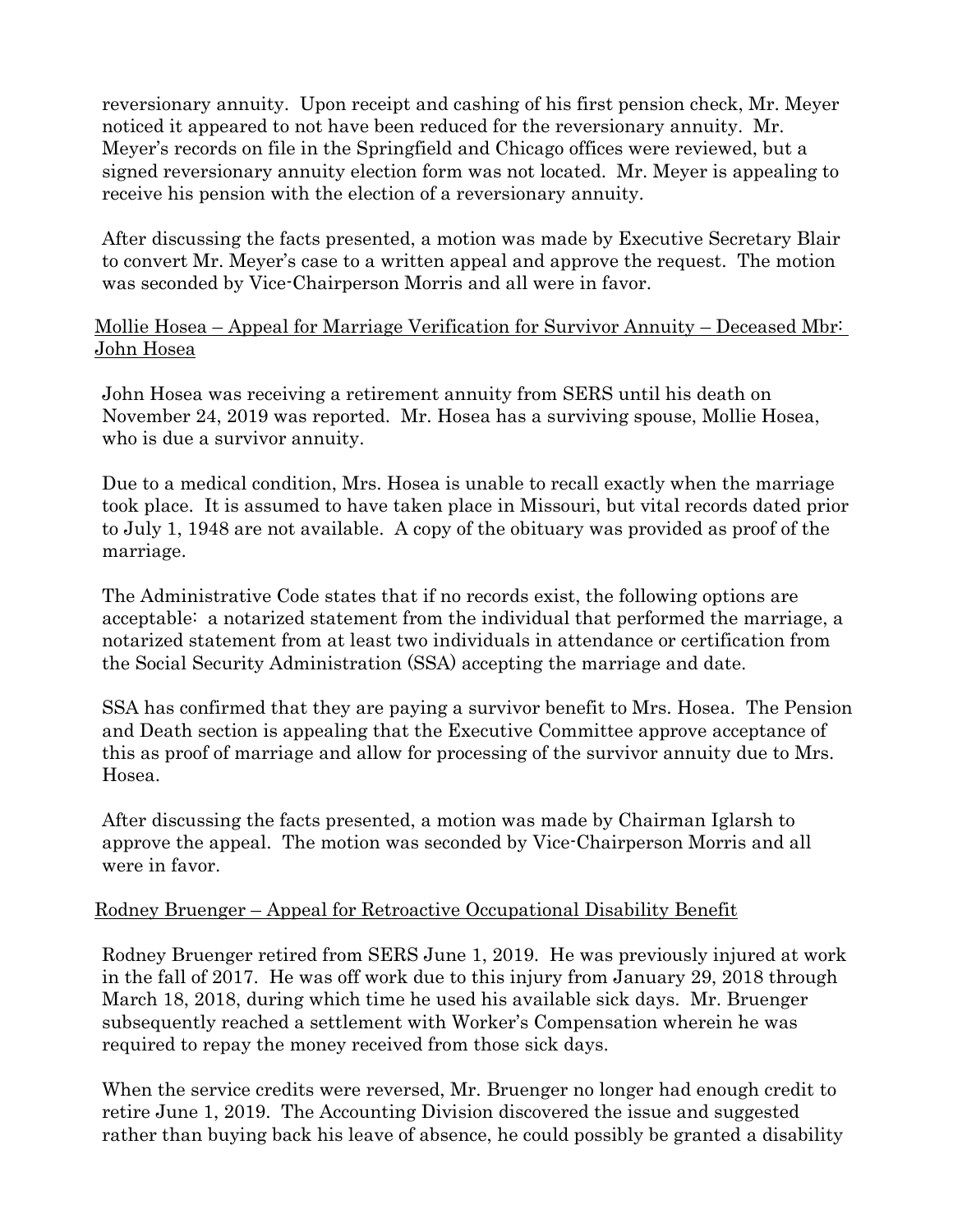reversionary annuity. Upon receipt and cashing of his first pension check, Mr. Meyer noticed it appeared to not have been reduced for the reversionary annuity. Mr. Meyer's records on file in the Springfield and Chicago offices were reviewed, but a signed reversionary annuity election form was not located. Mr. Meyer is appealing to receive his pension with the election of a reversionary annuity.

After discussing the facts presented, a motion was made by Executive Secretary Blair to convert Mr. Meyer's case to a written appeal and approve the request. The motion was seconded by Vice-Chairperson Morris and all were in favor.

<u>Mollie Hosea – Appeal for Marriage Verification for Survivor Annuity – Deceased Mbr: John Hosea</u>

John Hosea was receiving a retirement annuity from SERS until his death on November 24, 2019 was reported. Mr. Hosea has a surviving spouse, Mollie Hosea, who is due a survivor annuity.

Due to a medical condition, Mrs. Hosea is unable to recall exactly when the marriage took place. It is assumed to have taken place in Missouri, but vital records dated prior to July 1, 1948 are not available. A copy of the obituary was provided as proof of the marriage.

The Administrative Code states that if no records exist, the following options are acceptable: a notarized statement from the individual that performed the marriage, a notarized statement from at least two individuals in attendance or certification from the Social Security Administration (SSA) accepting the marriage and date.

SSA has confirmed that they are paying a survivor benefit to Mrs. Hosea. The Pension and Death section is appealing that the Executive Committee approve acceptance of this as proof of marriage and allow for processing of the survivor annuity due to Mrs. Hosea.

After discussing the facts presented, a motion was made by Chairman Iglarsh to approve the appeal. The motion was seconded by Vice-Chairperson Morris and all were in favor.

<u>Rodney Bruenger – Appeal for Retroactive Occupational Disability Benefit</u>

Rodney Bruenger retired from SERS June 1, 2019. He was previously injured at work in the fall of 2017. He was off work due to this injury from January 29, 2018 through March 18, 2018, during which time he used his available sick days. Mr. Bruenger subsequently reached a settlement with Worker's Compensation wherein he was required to repay the money received from those sick days.

When the service credits were reversed, Mr. Bruenger no longer had enough credit to retire June 1, 2019. The Accounting Division discovered the issue and suggested rather than buying back his leave of absence, he could possibly be granted a disability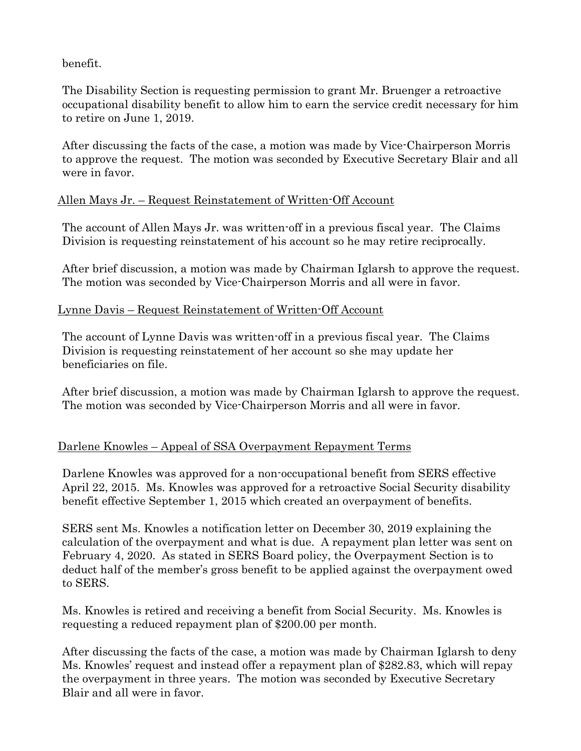benefit.

The Disability Section is requesting permission to grant Mr. Bruenger a retroactive occupational disability benefit to allow him to earn the service credit necessary for him to retire on June 1, 2019.

After discussing the facts of the case, a motion was made by Vice-Chairperson Morris to approve the request. The motion was seconded by Executive Secretary Blair and all were in favor.

<u>Allen Mays Jr. – Request Reinstatement of Written-Off Account</u>

The account of Allen Mays Jr. was written-off in a previous fiscal year. The Claims Division is requesting reinstatement of his account so he may retire reciprocally.

After brief discussion, a motion was made by Chairman Iglarsh to approve the request. The motion was seconded by Vice-Chairperson Morris and all were in favor.

<u>Lynne Davis – Request Reinstatement of Written-Off Account</u>

The account of Lynne Davis was written-off in a previous fiscal year. The Claims Division is requesting reinstatement of her account so she may update her beneficiaries on file.

After brief discussion, a motion was made by Chairman Iglarsh to approve the request. The motion was seconded by Vice-Chairperson Morris and all were in favor.

<u>Darlene Knowles – Appeal of SSA Overpayment Repayment Terms</u>

Darlene Knowles was approved for a non-occupational benefit from SERS effective April 22, 2015. Ms. Knowles was approved for a retroactive Social Security disability benefit effective September 1, 2015 which created an overpayment of benefits.

SERS sent Ms. Knowles a notification letter on December 30, 2019 explaining the calculation of the overpayment and what is due. A repayment plan letter was sent on February 4, 2020. As stated in SERS Board policy, the Overpayment Section is to deduct half of the member's gross benefit to be applied against the overpayment owed to SERS.

Ms. Knowles is retired and receiving a benefit from Social Security. Ms. Knowles is requesting a reduced repayment plan of $200.00 per month.

After discussing the facts of the case, a motion was made by Chairman Iglarsh to deny Ms. Knowles' request and instead offer a repayment plan of $282.83, which will repay the overpayment in three years. The motion was seconded by Executive Secretary Blair and all were in favor.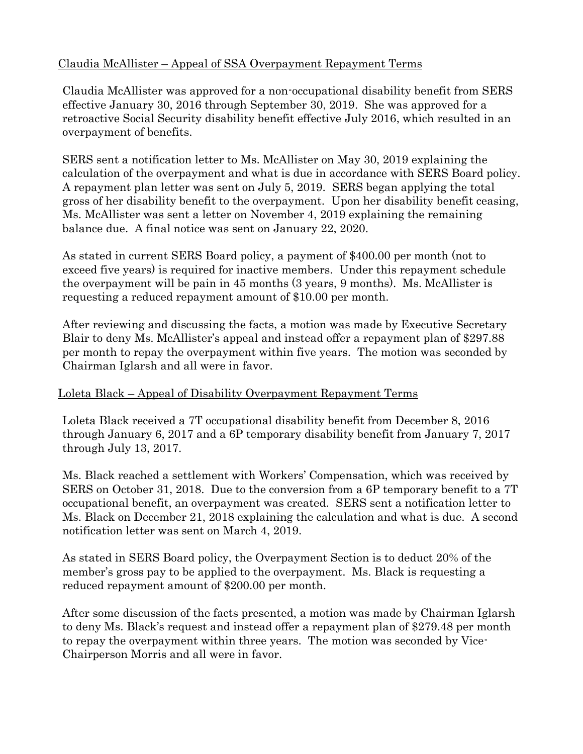Claudia McAllister – Appeal of SSA Overpayment Repayment Terms

Claudia McAllister was approved for a non-occupational disability benefit from SERS effective January 30, 2016 through September 30, 2019. She was approved for a retroactive Social Security disability benefit effective July 2016, which resulted in an overpayment of benefits.

SERS sent a notification letter to Ms. McAllister on May 30, 2019 explaining the calculation of the overpayment and what is due in accordance with SERS Board policy. A repayment plan letter was sent on July 5, 2019. SERS began applying the total gross of her disability benefit to the overpayment. Upon her disability benefit ceasing, Ms. McAllister was sent a letter on November 4, 2019 explaining the remaining balance due. A final notice was sent on January 22, 2020.

As stated in current SERS Board policy, a payment of $400.00 per month (not to exceed five years) is required for inactive members. Under this repayment schedule the overpayment will be pain in 45 months (3 years, 9 months). Ms. McAllister is requesting a reduced repayment amount of $10.00 per month.

After reviewing and discussing the facts, a motion was made by Executive Secretary Blair to deny Ms. McAllister's appeal and instead offer a repayment plan of $297.88 per month to repay the overpayment within five years. The motion was seconded by Chairman Iglarsh and all were in favor.

Loleta Black – Appeal of Disability Overpayment Repayment Terms

Loleta Black received a 7T occupational disability benefit from December 8, 2016 through January 6, 2017 and a 6P temporary disability benefit from January 7, 2017 through July 13, 2017.

Ms. Black reached a settlement with Workers' Compensation, which was received by SERS on October 31, 2018. Due to the conversion from a 6P temporary benefit to a 7T occupational benefit, an overpayment was created. SERS sent a notification letter to Ms. Black on December 21, 2018 explaining the calculation and what is due. A second notification letter was sent on March 4, 2019.

As stated in SERS Board policy, the Overpayment Section is to deduct 20% of the member's gross pay to be applied to the overpayment. Ms. Black is requesting a reduced repayment amount of $200.00 per month.

After some discussion of the facts presented, a motion was made by Chairman Iglarsh to deny Ms. Black's request and instead offer a repayment plan of $279.48 per month to repay the overpayment within three years. The motion was seconded by Vice-Chairperson Morris and all were in favor.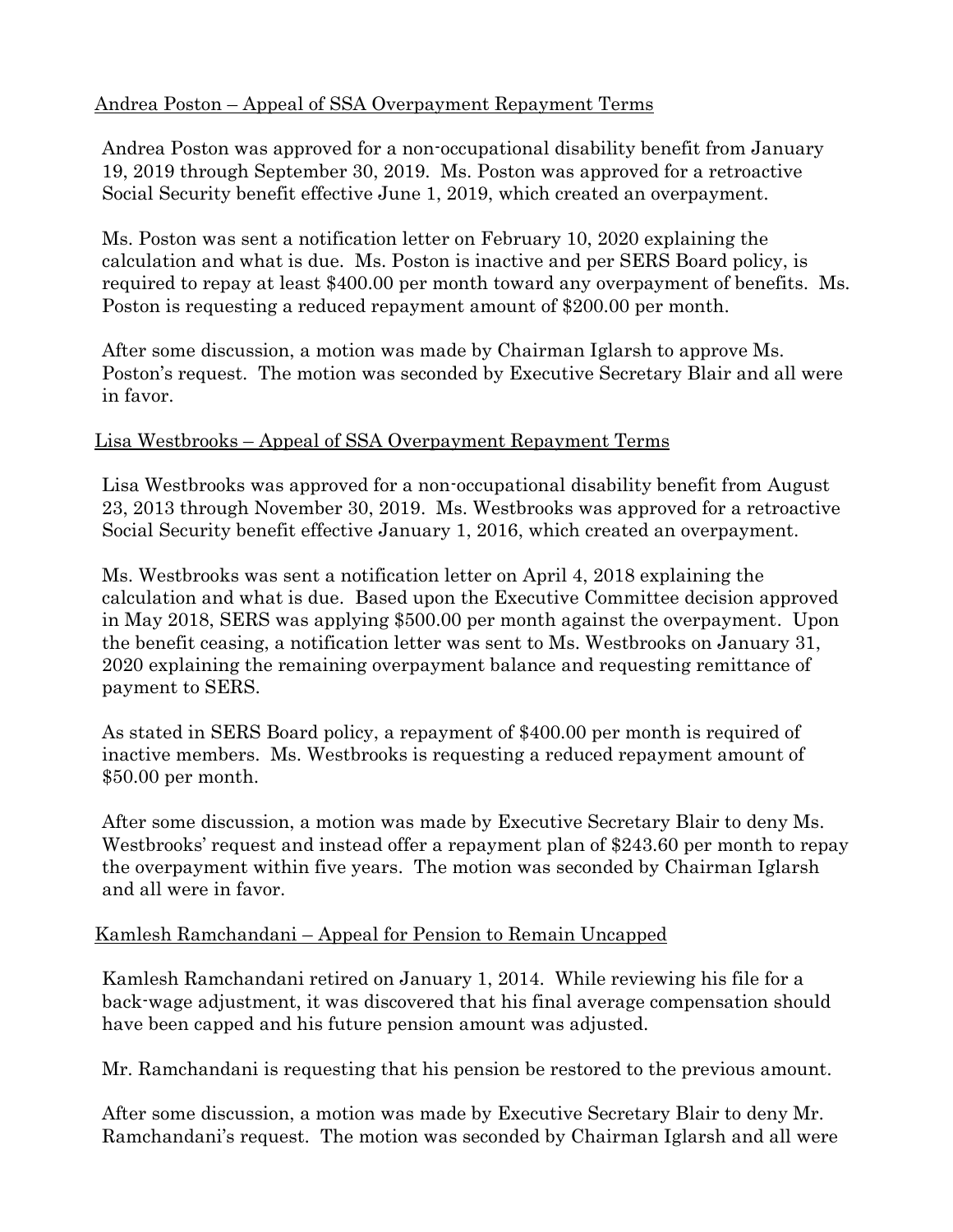<u>Andrea Poston – Appeal of SSA Overpayment Repayment Terms</u>

Andrea Poston was approved for a non-occupational disability benefit from January 19, 2019 through September 30, 2019. Ms. Poston was approved for a retroactive Social Security benefit effective June 1, 2019, which created an overpayment.

Ms. Poston was sent a notification letter on February 10, 2020 explaining the calculation and what is due. Ms. Poston is inactive and per SERS Board policy, is required to repay at least $400.00 per month toward any overpayment of benefits. Ms. Poston is requesting a reduced repayment amount of $200.00 per month.

After some discussion, a motion was made by Chairman Iglarsh to approve Ms. Poston's request. The motion was seconded by Executive Secretary Blair and all were in favor.

<u>Lisa Westbrooks – Appeal of SSA Overpayment Repayment Terms</u>

Lisa Westbrooks was approved for a non-occupational disability benefit from August 23, 2013 through November 30, 2019. Ms. Westbrooks was approved for a retroactive Social Security benefit effective January 1, 2016, which created an overpayment.

Ms. Westbrooks was sent a notification letter on April 4, 2018 explaining the calculation and what is due. Based upon the Executive Committee decision approved in May 2018, SERS was applying $500.00 per month against the overpayment. Upon the benefit ceasing, a notification letter was sent to Ms. Westbrooks on January 31, 2020 explaining the remaining overpayment balance and requesting remittance of payment to SERS.

As stated in SERS Board policy, a repayment of $400.00 per month is required of inactive members. Ms. Westbrooks is requesting a reduced repayment amount of $50.00 per month.

After some discussion, a motion was made by Executive Secretary Blair to deny Ms. Westbrooks' request and instead offer a repayment plan of $243.60 per month to repay the overpayment within five years. The motion was seconded by Chairman Iglarsh and all were in favor.

<u>Kamlesh Ramchandani – Appeal for Pension to Remain Uncapped</u>

Kamlesh Ramchandani retired on January 1, 2014. While reviewing his file for a back-wage adjustment, it was discovered that his final average compensation should have been capped and his future pension amount was adjusted.

Mr. Ramchandani is requesting that his pension be restored to the previous amount.

After some discussion, a motion was made by Executive Secretary Blair to deny Mr. Ramchandani's request. The motion was seconded by Chairman Iglarsh and all were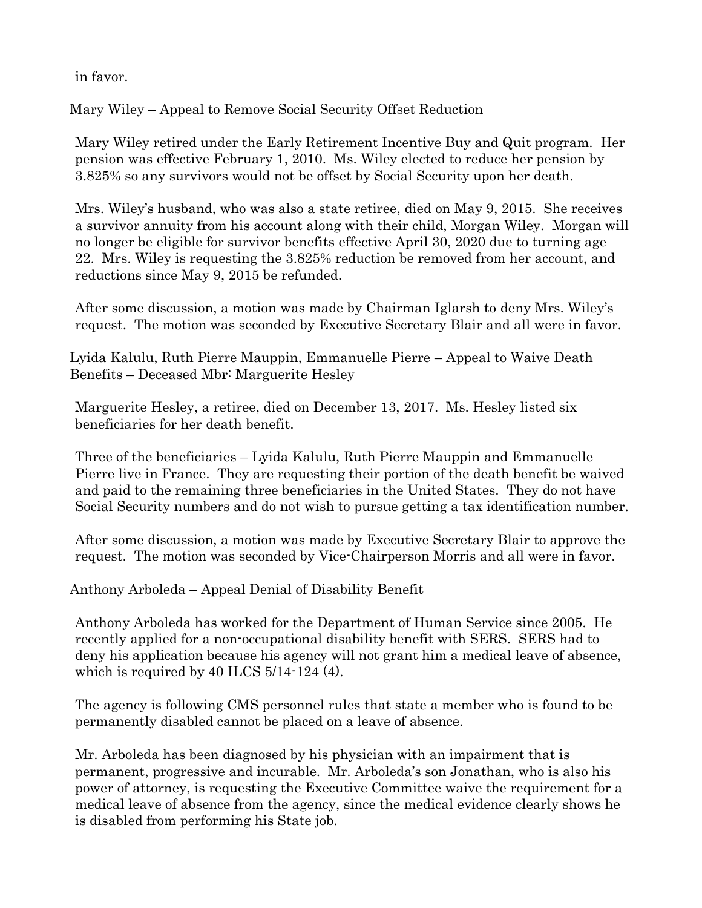in favor.

Mary Wiley – Appeal to Remove Social Security Offset Reduction

Mary Wiley retired under the Early Retirement Incentive Buy and Quit program. Her pension was effective February 1, 2010. Ms. Wiley elected to reduce her pension by 3.825% so any survivors would not be offset by Social Security upon her death.

Mrs. Wiley's husband, who was also a state retiree, died on May 9, 2015. She receives a survivor annuity from his account along with their child, Morgan Wiley. Morgan will no longer be eligible for survivor benefits effective April 30, 2020 due to turning age 22. Mrs. Wiley is requesting the 3.825% reduction be removed from her account, and reductions since May 9, 2015 be refunded.

After some discussion, a motion was made by Chairman Iglarsh to deny Mrs. Wiley's request. The motion was seconded by Executive Secretary Blair and all were in favor.

Lyida Kalulu, Ruth Pierre Mauppin, Emmanuelle Pierre – Appeal to Waive Death Benefits – Deceased Mbr: Marguerite Hesley

Marguerite Hesley, a retiree, died on December 13, 2017. Ms. Hesley listed six beneficiaries for her death benefit.

Three of the beneficiaries – Lyida Kalulu, Ruth Pierre Mauppin and Emmanuelle Pierre live in France. They are requesting their portion of the death benefit be waived and paid to the remaining three beneficiaries in the United States. They do not have Social Security numbers and do not wish to pursue getting a tax identification number.

After some discussion, a motion was made by Executive Secretary Blair to approve the request. The motion was seconded by Vice-Chairperson Morris and all were in favor.

Anthony Arboleda – Appeal Denial of Disability Benefit

Anthony Arboleda has worked for the Department of Human Service since 2005. He recently applied for a non-occupational disability benefit with SERS. SERS had to deny his application because his agency will not grant him a medical leave of absence, which is required by 40 ILCS 5/14-124 (4).

The agency is following CMS personnel rules that state a member who is found to be permanently disabled cannot be placed on a leave of absence.

Mr. Arboleda has been diagnosed by his physician with an impairment that is permanent, progressive and incurable. Mr. Arboleda's son Jonathan, who is also his power of attorney, is requesting the Executive Committee waive the requirement for a medical leave of absence from the agency, since the medical evidence clearly shows he is disabled from performing his State job.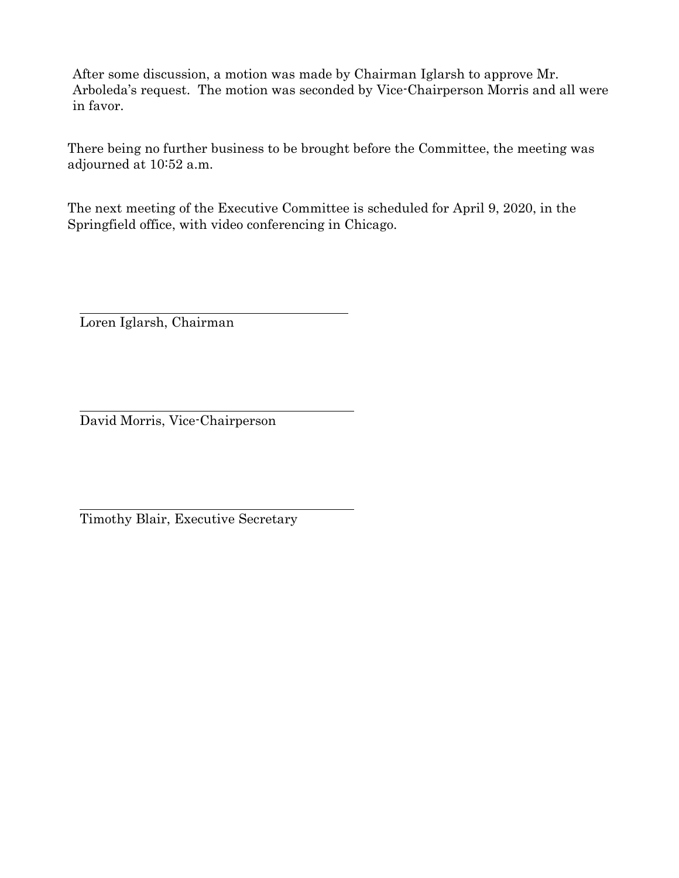After some discussion, a motion was made by Chairman Iglarsh to approve Mr. Arboleda's request. The motion was seconded by Vice-Chairperson Morris and all were in favor.

There being no further business to be brought before the Committee, the meeting was adjourned at 10:52 a.m.

The next meeting of the Executive Committee is scheduled for April 9, 2020, in the Springfield office, with video conferencing in Chicago.

\_\_\_\_\_\_\_\_\_\_\_\_\_\_\_\_\_\_\_\_\_\_\_\_\_\_\_\_\_\_\_\_\_\_\_\_\_\_\_\_

Loren Iglarsh, Chairman

\_\_\_\_\_\_\_\_\_\_\_\_\_\_\_\_\_\_\_\_\_\_\_\_\_\_\_\_\_\_\_\_\_\_\_\_\_\_\_\_

David Morris, Vice-Chairperson

\_\_\_\_\_\_\_\_\_\_\_\_\_\_\_\_\_\_\_\_\_\_\_\_\_\_\_\_\_\_\_\_\_\_\_\_\_\_\_\_

Timothy Blair, Executive Secretary